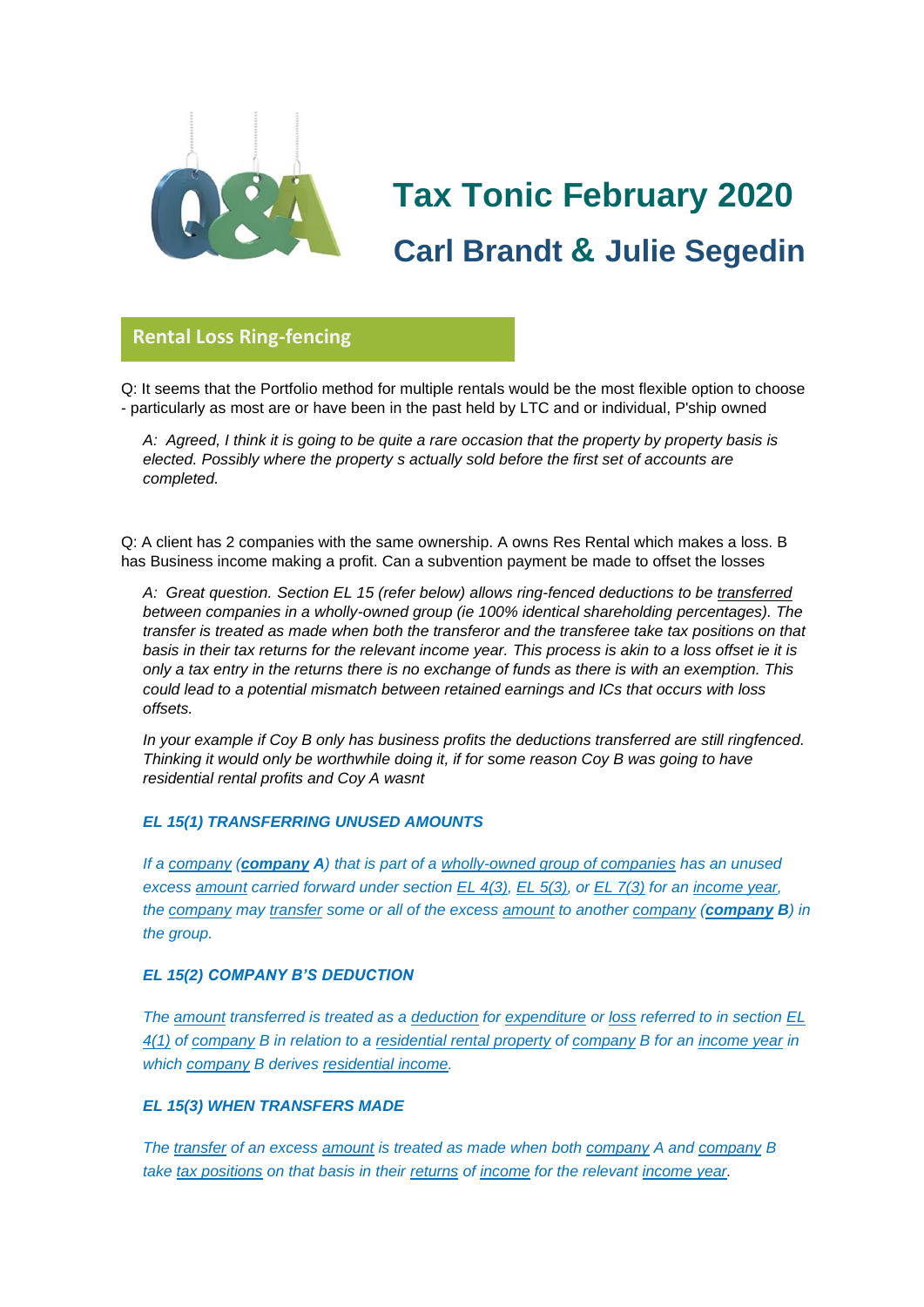# Tax Tonic February 2020

## Carl Brandt & Julie Segedin

### Rental Loss Ring-fencing

Q: It seems that the Portfolio method for multiple rentals would be the most flexible option to choose - particularly as most are or have been in the past held by LTC and or individual, P'ship owned

*A: Agreed, I think it is going to be quite a rare occasion that the property by property basis is elected. Possibly where the property s actually sold before the first set of accounts are completed.*

Q: A client has 2 companies with the same ownership. A owns Res Rental which makes a loss. B has Business income making a profit. Can a subvention payment be made to offset the losses

*A: Great question. Section EL 15 (refer below) allows ring-fenced deductions to be transferred between companies in a wholly-owned group (ie 100% identical shareholding percentages). The transfer is treated as made when both the transferor and the transferee take tax positions on that basis in their tax returns for the relevant income year. This process is akin to a loss offset ie it is only a tax entry in the returns there is no exchange of funds as there is with an exemption. This could lead to a potential mismatch between retained earnings and ICs that occurs with loss offsets.*

*In your example if Coy B only has business profits the deductions transferred are still ringfenced. Thinking it would only be worthwhile doing it, if for some reason Coy B was going to have residential rental profits and Coy A wasnt*

***EL 15(1) TRANSFERRING UNUSED AMOUNTS***

*If a company (**company** **A**) that is part of a wholly-owned group of companies has an unused excess amount carried forward under section EL 4(3), EL 5(3), or EL 7(3) for an income year, the company may transfer some or all of the excess amount to another company (**company** **B**) in the group.*

***EL 15(2) COMPANY B'S DEDUCTION***

*The amount transferred is treated as a deduction for expenditure or loss referred to in section EL 4(1) of company B in relation to a residential rental property of company B for an income year in which company B derives residential income.*

***EL 15(3) WHEN TRANSFERS MADE***

*The transfer of an excess amount is treated as made when both company A and company B take tax positions on that basis in their returns of income for the relevant income year.*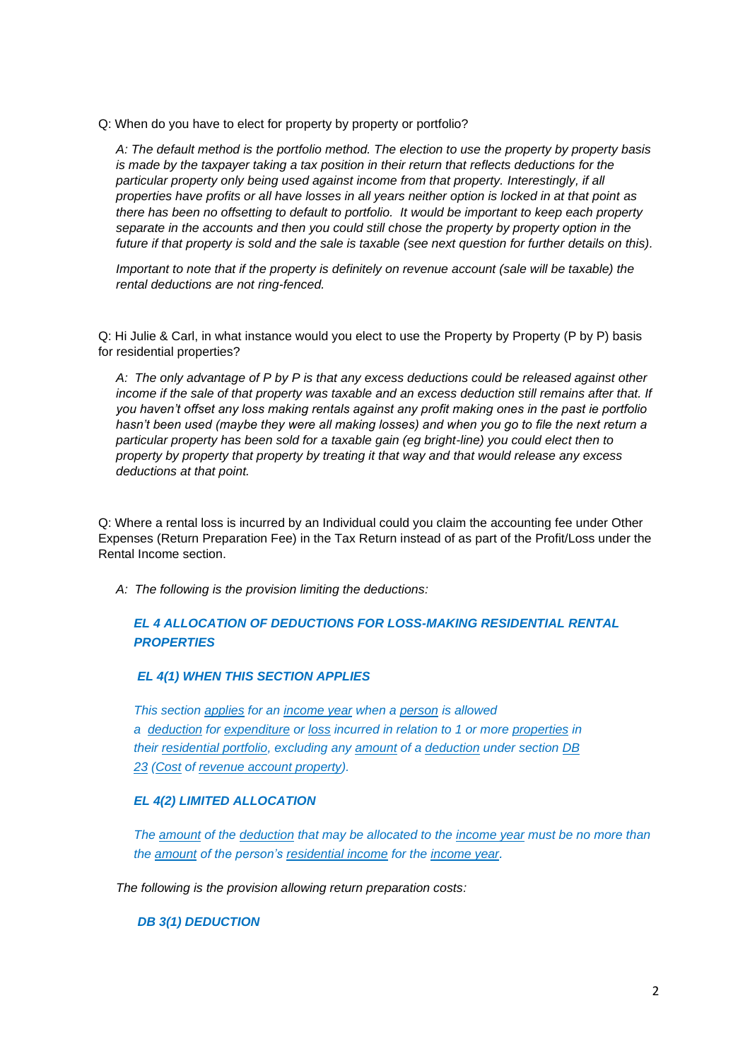Q: When do you have to elect for property by property or portfolio?

> *A: The default method is the portfolio method. The election to use the property by property basis is made by the taxpayer taking a tax position in their return that reflects deductions for the particular property only being used against income from that property. Interestingly, if all properties have profits or all have losses in all years neither option is locked in at that point as there has been no offsetting to default to portfolio. It would be important to keep each property separate in the accounts and then you could still chose the property by property option in the future if that property is sold and the sale is taxable (see next question for further details on this).*
>
> *Important to note that if the property is definitely on revenue account (sale will be taxable) the rental deductions are not ring-fenced.*

Q: Hi Julie & Carl, in what instance would you elect to use the Property by Property (P by P) basis for residential properties?

> *A: The only advantage of P by P is that any excess deductions could be released against other income if the sale of that property was taxable and an excess deduction still remains after that. If you haven't offset any loss making rentals against any profit making ones in the past ie portfolio hasn't been used (maybe they were all making losses) and when you go to file the next return a particular property has been sold for a taxable gain (eg bright-line) you could elect then to property by property that property by treating it that way and that would release any excess deductions at that point.*

Q: Where a rental loss is incurred by an Individual could you claim the accounting fee under Other Expenses (Return Preparation Fee) in the Tax Return instead of as part of the Profit/Loss under the Rental Income section.

> *A: The following is the provision limiting the deductions:*
>
> ***EL 4 ALLOCATION OF DEDUCTIONS FOR LOSS-MAKING RESIDENTIAL RENTAL PROPERTIES***
>
> ***EL 4(1) WHEN THIS SECTION APPLIES***
>
> *This section applies for an income year when a person is allowed a deduction for expenditure or loss incurred in relation to 1 or more properties in their residential portfolio, excluding any amount of a deduction under section DB 23 (Cost of revenue account property).*
>
> ***EL 4(2) LIMITED ALLOCATION***
>
> *The amount of the deduction that may be allocated to the income year must be no more than the amount of the person's residential income for the income year.*
>
> *The following is the provision allowing return preparation costs:*
>
> ***DB 3(1) DEDUCTION***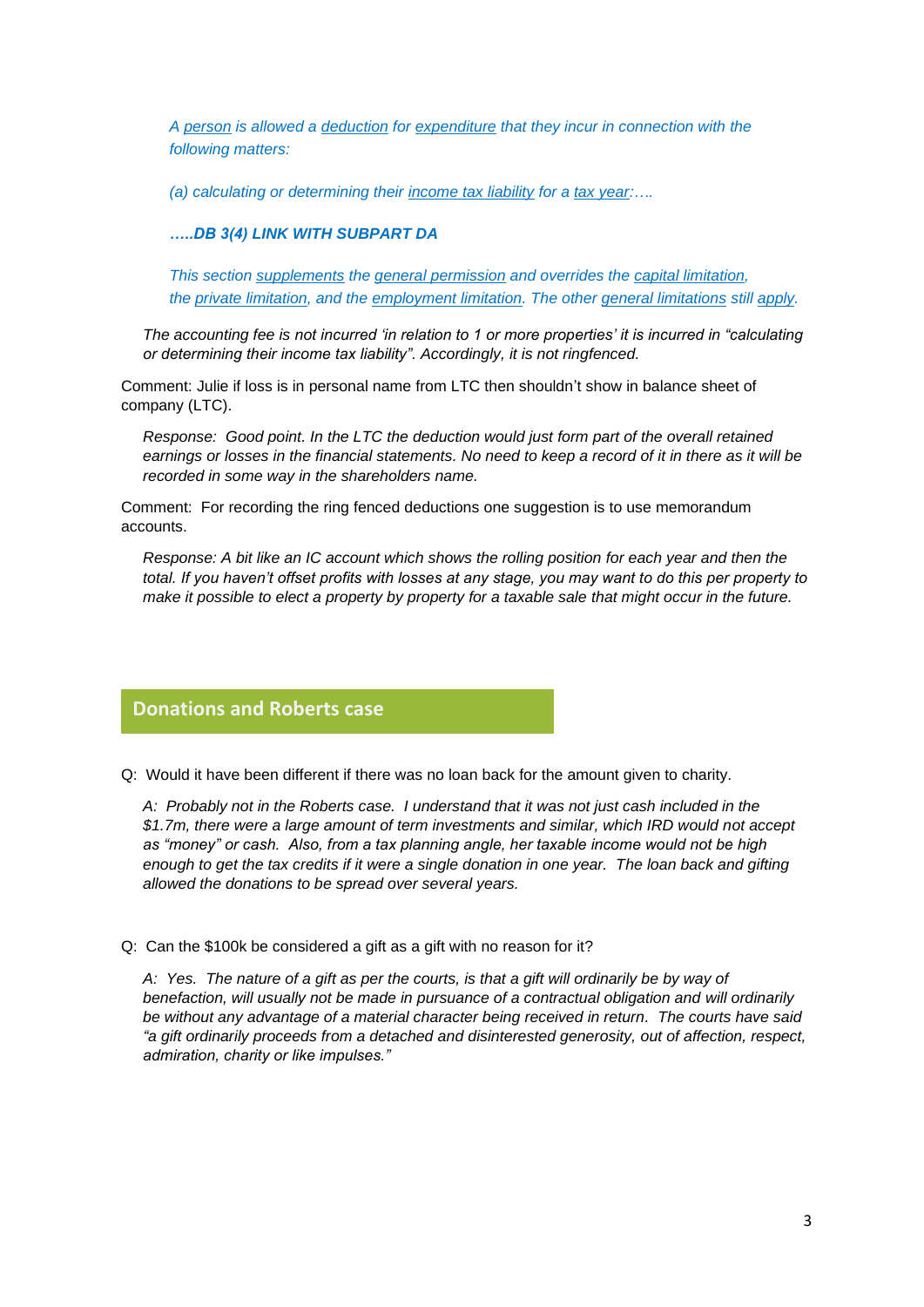*A person is allowed a deduction for expenditure that they incur in connection with the following matters:*

*(a) calculating or determining their income tax liability for a tax year:….*

***…..DB 3(4) LINK WITH SUBPART DA***

*This section supplements the general permission and overrides the capital limitation, the private limitation, and the employment limitation. The other general limitations still apply.*

*The accounting fee is not incurred 'in relation to 1 or more properties' it is incurred in "calculating or determining their income tax liability". Accordingly, it is not ringfenced.*

Comment: Julie if loss is in personal name from LTC then shouldn't show in balance sheet of company (LTC).

*Response: Good point. In the LTC the deduction would just form part of the overall retained earnings or losses in the financial statements. No need to keep a record of it in there as it will be recorded in some way in the shareholders name.*

Comment: For recording the ring fenced deductions one suggestion is to use memorandum accounts.

*Response: A bit like an IC account which shows the rolling position for each year and then the total. If you haven't offset profits with losses at any stage, you may want to do this per property to make it possible to elect a property by property for a taxable sale that might occur in the future.*

## Donations and Roberts case

Q: Would it have been different if there was no loan back for the amount given to charity.

*A: Probably not in the Roberts case. I understand that it was not just cash included in the $1.7m, there were a large amount of term investments and similar, which IRD would not accept as "money" or cash. Also, from a tax planning angle, her taxable income would not be high enough to get the tax credits if it were a single donation in one year. The loan back and gifting allowed the donations to be spread over several years.*

Q: Can the $100k be considered a gift as a gift with no reason for it?

*A: Yes. The nature of a gift as per the courts, is that a gift will ordinarily be by way of benefaction, will usually not be made in pursuance of a contractual obligation and will ordinarily be without any advantage of a material character being received in return. The courts have said "a gift ordinarily proceeds from a detached and disinterested generosity, out of affection, respect, admiration, charity or like impulses."*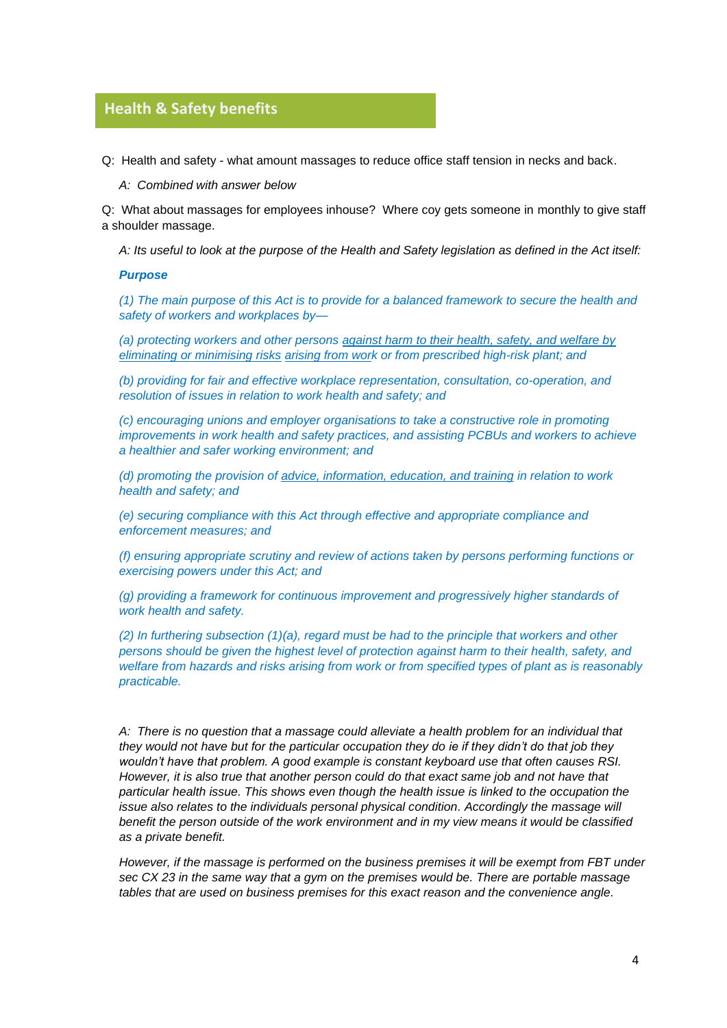## Health & Safety benefits

Q: Health and safety - what amount massages to reduce office staff tension in necks and back.

*A: Combined with answer below*

Q: What about massages for employees inhouse? Where coy gets someone in monthly to give staff a shoulder massage.

*A: Its useful to look at the purpose of the Health and Safety legislation as defined in the Act itself:*

***Purpose***

*(1) The main purpose of this Act is to provide for a balanced framework to secure the health and safety of workers and workplaces by—*

*(a) protecting workers and other persons against harm to their health, safety, and welfare by eliminating or minimising risks arising from work or from prescribed high-risk plant; and*

*(b) providing for fair and effective workplace representation, consultation, co-operation, and resolution of issues in relation to work health and safety; and*

*(c) encouraging unions and employer organisations to take a constructive role in promoting improvements in work health and safety practices, and assisting PCBUs and workers to achieve a healthier and safer working environment; and*

*(d) promoting the provision of advice, information, education, and training in relation to work health and safety; and*

*(e) securing compliance with this Act through effective and appropriate compliance and enforcement measures; and*

*(f) ensuring appropriate scrutiny and review of actions taken by persons performing functions or exercising powers under this Act; and*

*(g) providing a framework for continuous improvement and progressively higher standards of work health and safety.*

*(2) In furthering subsection (1)(a), regard must be had to the principle that workers and other persons should be given the highest level of protection against harm to their health, safety, and welfare from hazards and risks arising from work or from specified types of plant as is reasonably practicable.*

*A: There is no question that a massage could alleviate a health problem for an individual that they would not have but for the particular occupation they do ie if they didn't do that job they wouldn't have that problem. A good example is constant keyboard use that often causes RSI. However, it is also true that another person could do that exact same job and not have that particular health issue. This shows even though the health issue is linked to the occupation the issue also relates to the individuals personal physical condition. Accordingly the massage will benefit the person outside of the work environment and in my view means it would be classified as a private benefit.*

*However, if the massage is performed on the business premises it will be exempt from FBT under sec CX 23 in the same way that a gym on the premises would be. There are portable massage tables that are used on business premises for this exact reason and the convenience angle.*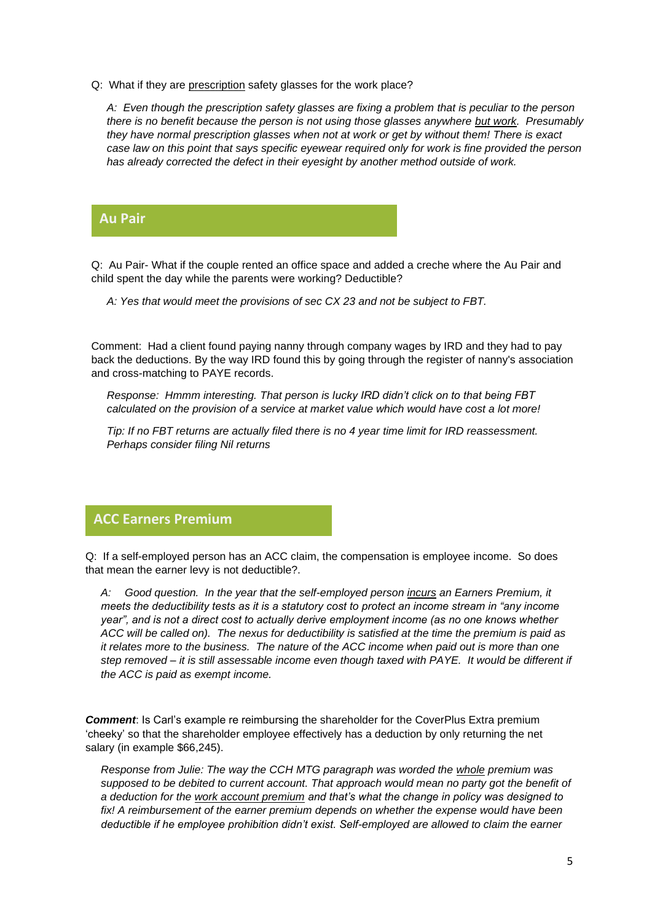Q: What if they are <u>prescription</u> safety glasses for the work place?

*A: Even though the prescription safety glasses are fixing a problem that is peculiar to the person there is no benefit because the person is not using those glasses anywhere <u>but work</u>. Presumably they have normal prescription glasses when not at work or get by without them! There is exact case law on this point that says specific eyewear required only for work is fine provided the person has already corrected the defect in their eyesight by another method outside of work.*

## Au Pair

Q: Au Pair- What if the couple rented an office space and added a creche where the Au Pair and child spent the day while the parents were working? Deductible?

*A: Yes that would meet the provisions of sec CX 23 and not be subject to FBT.*

Comment: Had a client found paying nanny through company wages by IRD and they had to pay back the deductions. By the way IRD found this by going through the register of nanny's association and cross-matching to PAYE records.

*Response: Hmmm interesting. That person is lucky IRD didn't click on to that being FBT calculated on the provision of a service at market value which would have cost a lot more!*

*Tip: If no FBT returns are actually filed there is no 4 year time limit for IRD reassessment. Perhaps consider filing Nil returns*

## ACC Earners Premium

Q: If a self-employed person has an ACC claim, the compensation is employee income. So does that mean the earner levy is not deductible?.

*A: Good question. In the year that the self-employed person <u>incurs</u> an Earners Premium, it meets the deductibility tests as it is a statutory cost to protect an income stream in "any income year", and is not a direct cost to actually derive employment income (as no one knows whether ACC will be called on). The nexus for deductibility is satisfied at the time the premium is paid as it relates more to the business. The nature of the ACC income when paid out is more than one step removed – it is still assessable income even though taxed with PAYE. It would be different if the ACC is paid as exempt income.*

***Comment***: Is Carl's example re reimbursing the shareholder for the CoverPlus Extra premium 'cheeky' so that the shareholder employee effectively has a deduction by only returning the net salary (in example $66,245).

*Response from Julie: The way the CCH MTG paragraph was worded the <u>whole</u> premium was supposed to be debited to current account. That approach would mean no party got the benefit of a deduction for the <u>work account premium</u> and that's what the change in policy was designed to fix! A reimbursement of the earner premium depends on whether the expense would have been deductible if he employee prohibition didn't exist. Self-employed are allowed to claim the earner*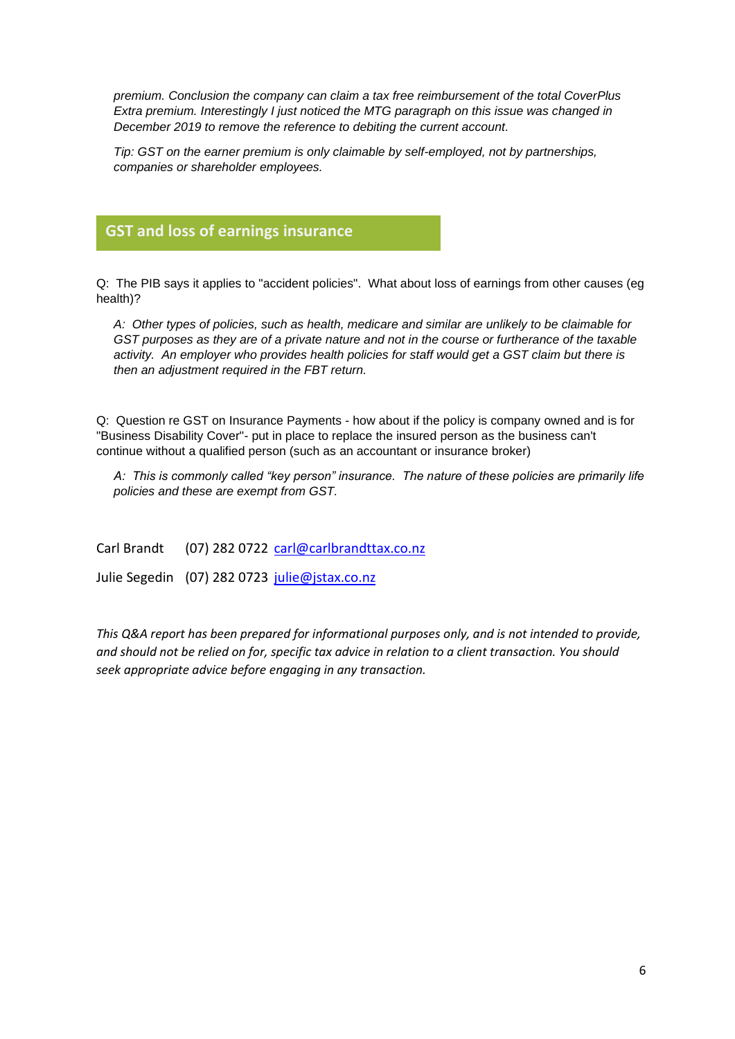*premium. Conclusion the company can claim a tax free reimbursement of the total CoverPlus Extra premium. Interestingly I just noticed the MTG paragraph on this issue was changed in December 2019 to remove the reference to debiting the current account.*

*Tip: GST on the earner premium is only claimable by self-employed, not by partnerships, companies or shareholder employees.*

## GST and loss of earnings insurance

Q: The PIB says it applies to "accident policies". What about loss of earnings from other causes (eg health)?

*A: Other types of policies, such as health, medicare and similar are unlikely to be claimable for GST purposes as they are of a private nature and not in the course or furtherance of the taxable activity. An employer who provides health policies for staff would get a GST claim but there is then an adjustment required in the FBT return.*

Q: Question re GST on Insurance Payments - how about if the policy is company owned and is for "Business Disability Cover"- put in place to replace the insured person as the business can't continue without a qualified person (such as an accountant or insurance broker)

*A: This is commonly called "key person" insurance. The nature of these policies are primarily life policies and these are exempt from GST.*

Carl Brandt (07) 282 0722 carl@carlbrandttax.co.nz

Julie Segedin (07) 282 0723 julie@jstax.co.nz

*This Q&A report has been prepared for informational purposes only, and is not intended to provide, and should not be relied on for, specific tax advice in relation to a client transaction. You should seek appropriate advice before engaging in any transaction.*